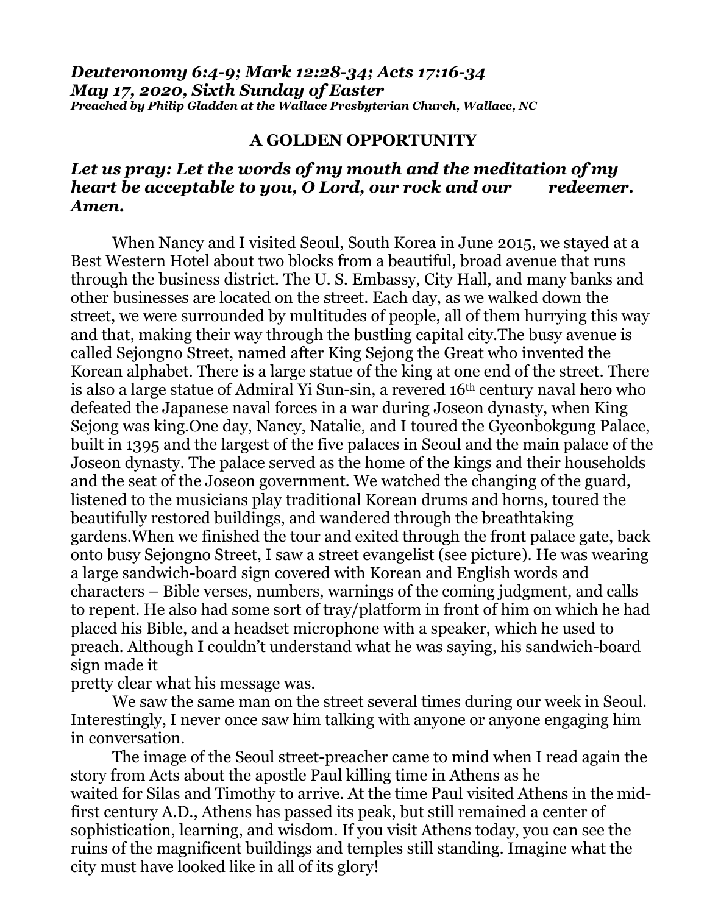***Deuteronomy 6:4-9; Mark 12:28-34; Acts 17:16-34***
***May 17, 2020, Sixth Sunday of Easter***
***Preached by Philip Gladden at the Wallace Presbyterian Church, Wallace, NC***

## A GOLDEN OPPORTUNITY

***Let us pray: Let the words of my mouth and the meditation of my heart be acceptable to you, O Lord, our rock and our redeemer. Amen.***

When Nancy and I visited Seoul, South Korea in June 2015, we stayed at a Best Western Hotel about two blocks from a beautiful, broad avenue that runs through the business district. The U. S. Embassy, City Hall, and many banks and other businesses are located on the street. Each day, as we walked down the street, we were surrounded by multitudes of people, all of them hurrying this way and that, making their way through the bustling capital city.The busy avenue is called Sejongno Street, named after King Sejong the Great who invented the Korean alphabet. There is a large statue of the king at one end of the street. There is also a large statue of Admiral Yi Sun-sin, a revered 16th century naval hero who defeated the Japanese naval forces in a war during Joseon dynasty, when King Sejong was king.One day, Nancy, Natalie, and I toured the Gyeonbokgung Palace, built in 1395 and the largest of the five palaces in Seoul and the main palace of the Joseon dynasty. The palace served as the home of the kings and their households and the seat of the Joseon government. We watched the changing of the guard, listened to the musicians play traditional Korean drums and horns, toured the beautifully restored buildings, and wandered through the breathtaking gardens.When we finished the tour and exited through the front palace gate, back onto busy Sejongno Street, I saw a street evangelist (see picture). He was wearing a large sandwich-board sign covered with Korean and English words and characters – Bible verses, numbers, warnings of the coming judgment, and calls to repent. He also had some sort of tray/platform in front of him on which he had placed his Bible, and a headset microphone with a speaker, which he used to preach. Although I couldn't understand what he was saying, his sandwich-board sign made it pretty clear what his message was.

We saw the same man on the street several times during our week in Seoul. Interestingly, I never once saw him talking with anyone or anyone engaging him in conversation.

The image of the Seoul street-preacher came to mind when I read again the story from Acts about the apostle Paul killing time in Athens as he waited for Silas and Timothy to arrive. At the time Paul visited Athens in the mid-first century A.D., Athens has passed its peak, but still remained a center of sophistication, learning, and wisdom. If you visit Athens today, you can see the ruins of the magnificent buildings and temples still standing. Imagine what the city must have looked like in all of its glory!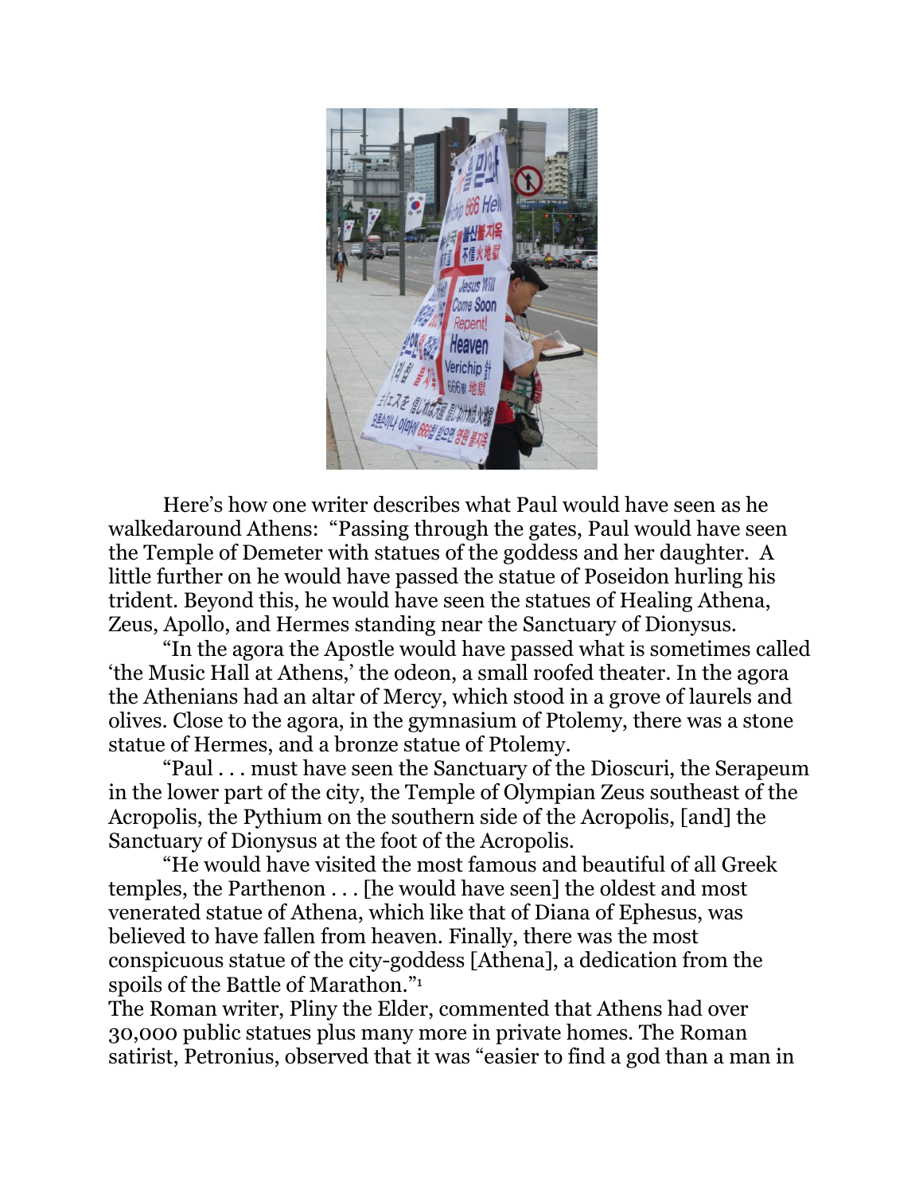Here's how one writer describes what Paul would have seen as he walkedaround Athens: "Passing through the gates, Paul would have seen the Temple of Demeter with statues of the goddess and her daughter. A little further on he would have passed the statue of Poseidon hurling his trident. Beyond this, he would have seen the statues of Healing Athena, Zeus, Apollo, and Hermes standing near the Sanctuary of Dionysus.

"In the agora the Apostle would have passed what is sometimes called 'the Music Hall at Athens,' the odeon, a small roofed theater. In the agora the Athenians had an altar of Mercy, which stood in a grove of laurels and olives. Close to the agora, in the gymnasium of Ptolemy, there was a stone statue of Hermes, and a bronze statue of Ptolemy.

"Paul . . . must have seen the Sanctuary of the Dioscuri, the Serapeum in the lower part of the city, the Temple of Olympian Zeus southeast of the Acropolis, the Pythium on the southern side of the Acropolis, [and] the Sanctuary of Dionysus at the foot of the Acropolis.

"He would have visited the most famous and beautiful of all Greek temples, the Parthenon . . . [he would have seen] the oldest and most venerated statue of Athena, which like that of Diana of Ephesus, was believed to have fallen from heaven. Finally, there was the most conspicuous statue of the city-goddess [Athena], a dedication from the spoils of the Battle of Marathon."[1]

The Roman writer, Pliny the Elder, commented that Athens had over 30,000 public statues plus many more in private homes. The Roman satirist, Petronius, observed that it was "easier to find a god than a man in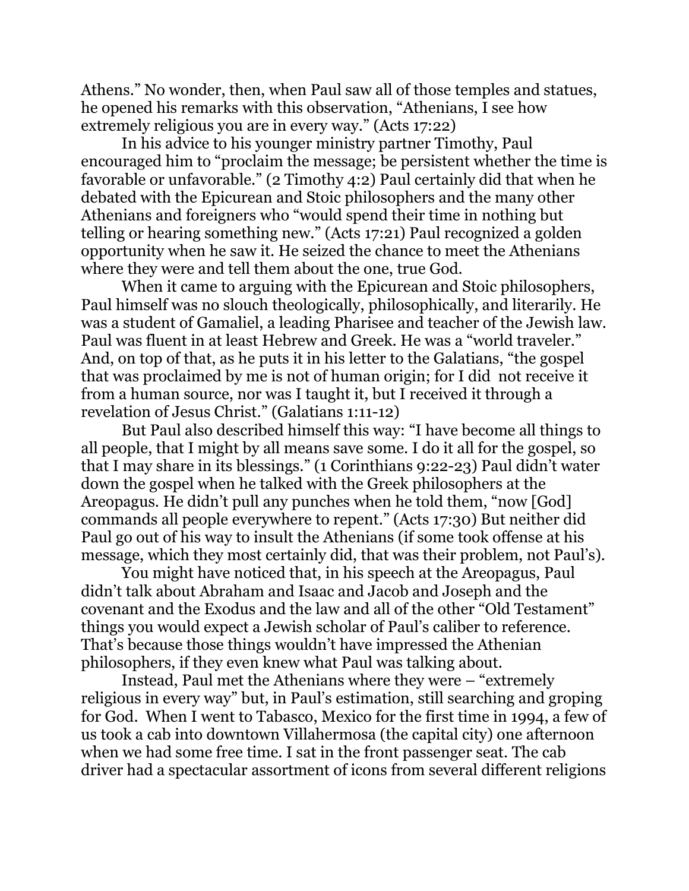Athens." No wonder, then, when Paul saw all of those temples and statues, he opened his remarks with this observation, "Athenians, I see how extremely religious you are in every way." (Acts 17:22)

In his advice to his younger ministry partner Timothy, Paul encouraged him to "proclaim the message; be persistent whether the time is favorable or unfavorable." (2 Timothy 4:2) Paul certainly did that when he debated with the Epicurean and Stoic philosophers and the many other Athenians and foreigners who "would spend their time in nothing but telling or hearing something new." (Acts 17:21) Paul recognized a golden opportunity when he saw it. He seized the chance to meet the Athenians where they were and tell them about the one, true God.

When it came to arguing with the Epicurean and Stoic philosophers, Paul himself was no slouch theologically, philosophically, and literarily. He was a student of Gamaliel, a leading Pharisee and teacher of the Jewish law. Paul was fluent in at least Hebrew and Greek. He was a "world traveler." And, on top of that, as he puts it in his letter to the Galatians, "the gospel that was proclaimed by me is not of human origin; for I did not receive it from a human source, nor was I taught it, but I received it through a revelation of Jesus Christ." (Galatians 1:11-12)

But Paul also described himself this way: "I have become all things to all people, that I might by all means save some. I do it all for the gospel, so that I may share in its blessings." (1 Corinthians 9:22-23) Paul didn't water down the gospel when he talked with the Greek philosophers at the Areopagus. He didn't pull any punches when he told them, "now [God] commands all people everywhere to repent." (Acts 17:30) But neither did Paul go out of his way to insult the Athenians (if some took offense at his message, which they most certainly did, that was their problem, not Paul's).

You might have noticed that, in his speech at the Areopagus, Paul didn't talk about Abraham and Isaac and Jacob and Joseph and the covenant and the Exodus and the law and all of the other "Old Testament" things you would expect a Jewish scholar of Paul's caliber to reference. That's because those things wouldn't have impressed the Athenian philosophers, if they even knew what Paul was talking about.

Instead, Paul met the Athenians where they were – "extremely religious in every way" but, in Paul's estimation, still searching and groping for God. When I went to Tabasco, Mexico for the first time in 1994, a few of us took a cab into downtown Villahermosa (the capital city) one afternoon when we had some free time. I sat in the front passenger seat. The cab driver had a spectacular assortment of icons from several different religions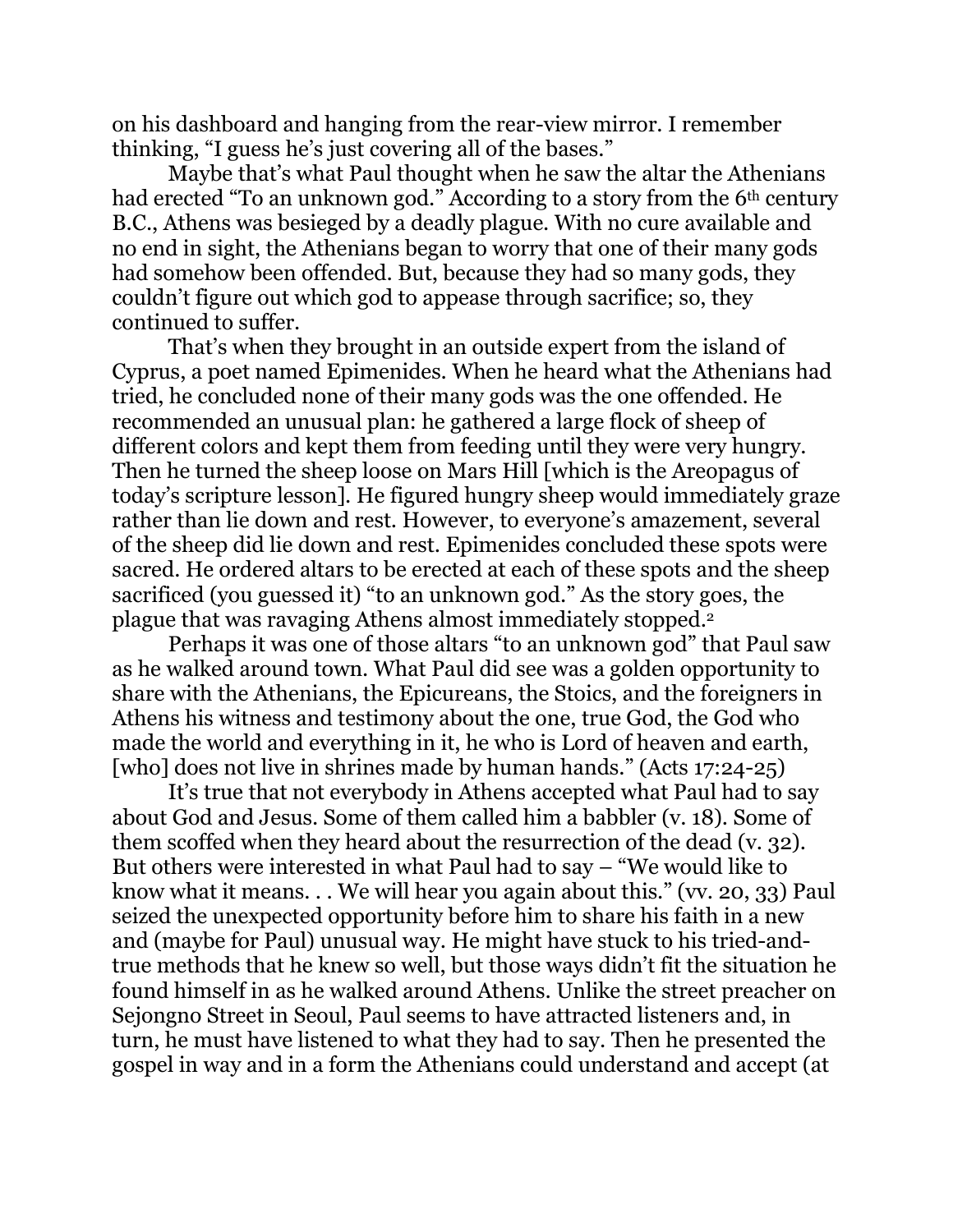on his dashboard and hanging from the rear-view mirror. I remember thinking, "I guess he's just covering all of the bases."

Maybe that's what Paul thought when he saw the altar the Athenians had erected "To an unknown god." According to a story from the 6th century B.C., Athens was besieged by a deadly plague. With no cure available and no end in sight, the Athenians began to worry that one of their many gods had somehow been offended. But, because they had so many gods, they couldn't figure out which god to appease through sacrifice; so, they continued to suffer.

That's when they brought in an outside expert from the island of Cyprus, a poet named Epimenides. When he heard what the Athenians had tried, he concluded none of their many gods was the one offended. He recommended an unusual plan: he gathered a large flock of sheep of different colors and kept them from feeding until they were very hungry. Then he turned the sheep loose on Mars Hill [which is the Areopagus of today's scripture lesson]. He figured hungry sheep would immediately graze rather than lie down and rest. However, to everyone's amazement, several of the sheep did lie down and rest. Epimenides concluded these spots were sacred. He ordered altars to be erected at each of these spots and the sheep sacrificed (you guessed it) "to an unknown god." As the story goes, the plague that was ravaging Athens almost immediately stopped.[2]

Perhaps it was one of those altars "to an unknown god" that Paul saw as he walked around town. What Paul did see was a golden opportunity to share with the Athenians, the Epicureans, the Stoics, and the foreigners in Athens his witness and testimony about the one, true God, the God who made the world and everything in it, he who is Lord of heaven and earth, [who] does not live in shrines made by human hands." (Acts 17:24-25)

It's true that not everybody in Athens accepted what Paul had to say about God and Jesus. Some of them called him a babbler (v. 18). Some of them scoffed when they heard about the resurrection of the dead (v. 32). But others were interested in what Paul had to say – "We would like to know what it means. . . We will hear you again about this." (vv. 20, 33) Paul seized the unexpected opportunity before him to share his faith in a new and (maybe for Paul) unusual way. He might have stuck to his tried-and-true methods that he knew so well, but those ways didn't fit the situation he found himself in as he walked around Athens. Unlike the street preacher on Sejongno Street in Seoul, Paul seems to have attracted listeners and, in turn, he must have listened to what they had to say. Then he presented the gospel in way and in a form the Athenians could understand and accept (at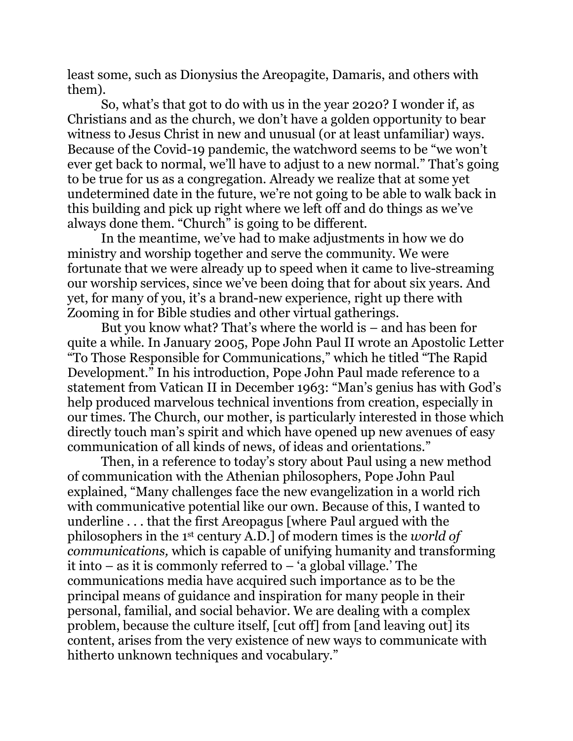least some, such as Dionysius the Areopagite, Damaris, and others with them).

So, what's that got to do with us in the year 2020? I wonder if, as Christians and as the church, we don't have a golden opportunity to bear witness to Jesus Christ in new and unusual (or at least unfamiliar) ways. Because of the Covid-19 pandemic, the watchword seems to be "we won't ever get back to normal, we'll have to adjust to a new normal." That's going to be true for us as a congregation. Already we realize that at some yet undetermined date in the future, we're not going to be able to walk back in this building and pick up right where we left off and do things as we've always done them. "Church" is going to be different.

In the meantime, we've had to make adjustments in how we do ministry and worship together and serve the community. We were fortunate that we were already up to speed when it came to live-streaming our worship services, since we've been doing that for about six years. And yet, for many of you, it's a brand-new experience, right up there with Zooming in for Bible studies and other virtual gatherings.

But you know what? That's where the world is – and has been for quite a while. In January 2005, Pope John Paul II wrote an Apostolic Letter "To Those Responsible for Communications," which he titled "The Rapid Development." In his introduction, Pope John Paul made reference to a statement from Vatican II in December 1963: "Man's genius has with God's help produced marvelous technical inventions from creation, especially in our times. The Church, our mother, is particularly interested in those which directly touch man's spirit and which have opened up new avenues of easy communication of all kinds of news, of ideas and orientations."

Then, in a reference to today's story about Paul using a new method of communication with the Athenian philosophers, Pope John Paul explained, "Many challenges face the new evangelization in a world rich with communicative potential like our own. Because of this, I wanted to underline . . . that the first Areopagus [where Paul argued with the philosophers in the 1st century A.D.] of modern times is the *world of communications,* which is capable of unifying humanity and transforming it into – as it is commonly referred to – 'a global village.' The communications media have acquired such importance as to be the principal means of guidance and inspiration for many people in their personal, familial, and social behavior. We are dealing with a complex problem, because the culture itself, [cut off] from [and leaving out] its content, arises from the very existence of new ways to communicate with hitherto unknown techniques and vocabulary."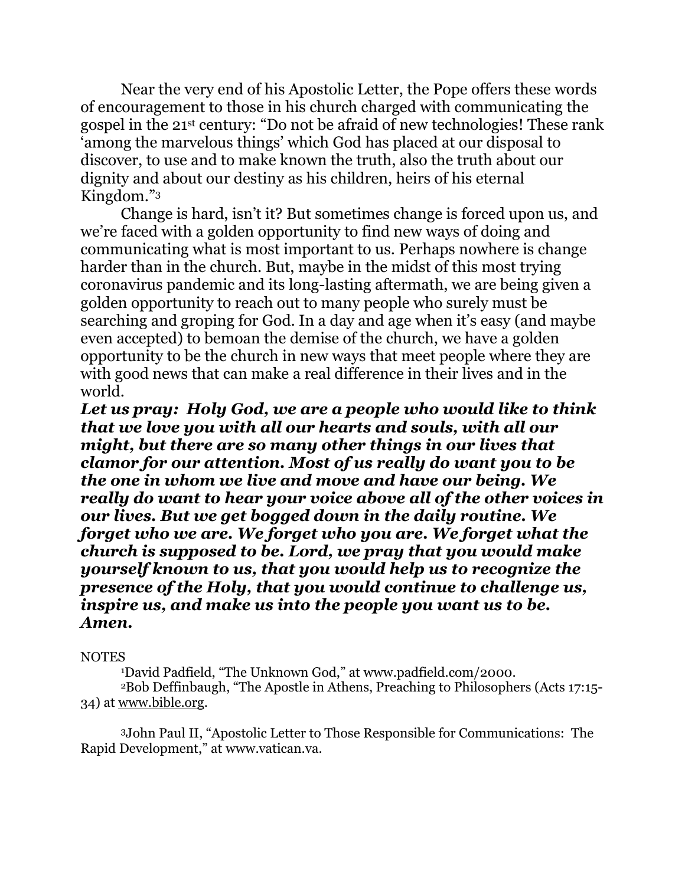Near the very end of his Apostolic Letter, the Pope offers these words of encouragement to those in his church charged with communicating the gospel in the 21st century: "Do not be afraid of new technologies! These rank 'among the marvelous things' which God has placed at our disposal to discover, to use and to make known the truth, also the truth about our dignity and about our destiny as his children, heirs of his eternal Kingdom."[3]

Change is hard, isn't it? But sometimes change is forced upon us, and we're faced with a golden opportunity to find new ways of doing and communicating what is most important to us. Perhaps nowhere is change harder than in the church. But, maybe in the midst of this most trying coronavirus pandemic and its long-lasting aftermath, we are being given a golden opportunity to reach out to many people who surely must be searching and groping for God. In a day and age when it's easy (and maybe even accepted) to bemoan the demise of the church, we have a golden opportunity to be the church in new ways that meet people where they are with good news that can make a real difference in their lives and in the world.

***Let us pray: Holy God, we are a people who would like to think that we love you with all our hearts and souls, with all our might, but there are so many other things in our lives that clamor for our attention. Most of us really do want you to be the one in whom we live and move and have our being. We really do want to hear your voice above all of the other voices in our lives. But we get bogged down in the daily routine. We forget who we are. We forget who you are. We forget what the church is supposed to be. Lord, we pray that you would make yourself known to us, that you would help us to recognize the presence of the Holy, that you would continue to challenge us, inspire us, and make us into the people you want us to be. Amen.***

NOTES

[1]David Padfield, "The Unknown God," at www.padfield.com/2000.

[2]Bob Deffinbaugh, "The Apostle in Athens, Preaching to Philosophers (Acts 17:15-34) at www.bible.org.

[3]John Paul II, "Apostolic Letter to Those Responsible for Communications: The Rapid Development," at www.vatican.va.